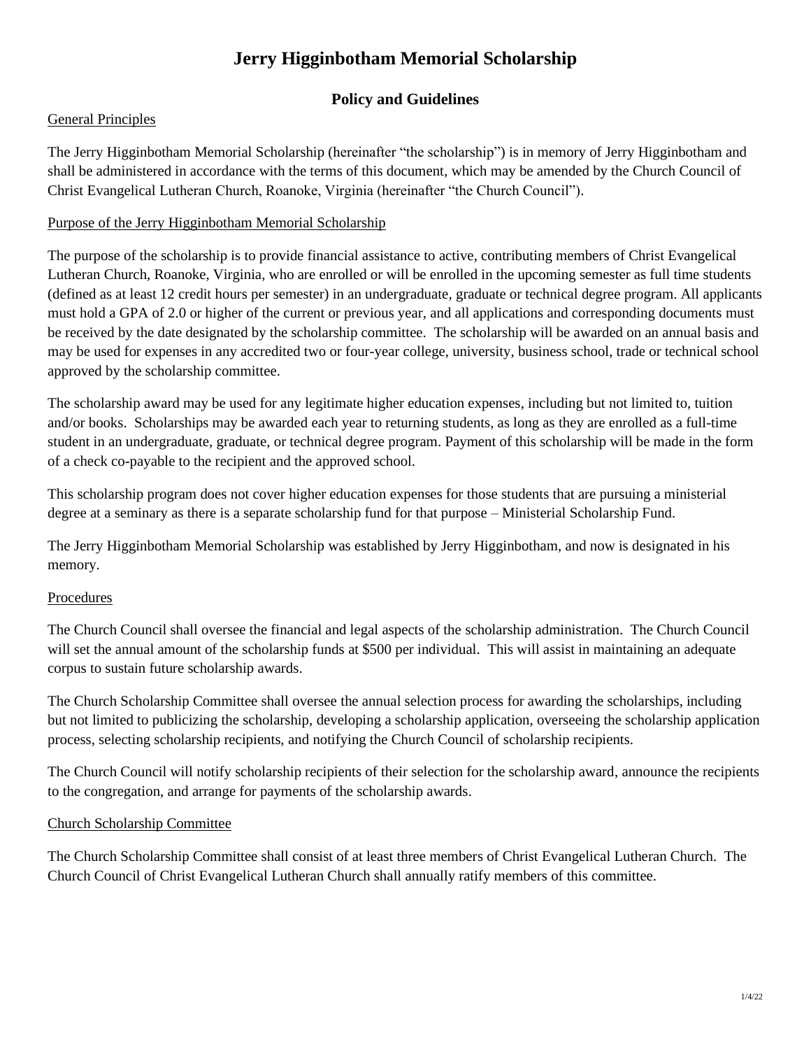# Jerry Higginbotham Memorial Scholarship

## Policy and Guidelines

<u>General Principles</u>

The Jerry Higginbotham Memorial Scholarship (hereinafter "the scholarship") is in memory of Jerry Higginbotham and shall be administered in accordance with the terms of this document, which may be amended by the Church Council of Christ Evangelical Lutheran Church, Roanoke, Virginia (hereinafter "the Church Council").

<u>Purpose of the Jerry Higginbotham Memorial Scholarship</u>

The purpose of the scholarship is to provide financial assistance to active, contributing members of Christ Evangelical Lutheran Church, Roanoke, Virginia, who are enrolled or will be enrolled in the upcoming semester as full time students (defined as at least 12 credit hours per semester) in an undergraduate, graduate or technical degree program. All applicants must hold a GPA of 2.0 or higher of the current or previous year, and all applications and corresponding documents must be received by the date designated by the scholarship committee. The scholarship will be awarded on an annual basis and may be used for expenses in any accredited two or four-year college, university, business school, trade or technical school approved by the scholarship committee.

The scholarship award may be used for any legitimate higher education expenses, including but not limited to, tuition and/or books. Scholarships may be awarded each year to returning students, as long as they are enrolled as a full-time student in an undergraduate, graduate, or technical degree program. Payment of this scholarship will be made in the form of a check co-payable to the recipient and the approved school.

This scholarship program does not cover higher education expenses for those students that are pursuing a ministerial degree at a seminary as there is a separate scholarship fund for that purpose – Ministerial Scholarship Fund.

The Jerry Higginbotham Memorial Scholarship was established by Jerry Higginbotham, and now is designated in his memory.

<u>Procedures</u>

The Church Council shall oversee the financial and legal aspects of the scholarship administration. The Church Council will set the annual amount of the scholarship funds at $500 per individual. This will assist in maintaining an adequate corpus to sustain future scholarship awards.

The Church Scholarship Committee shall oversee the annual selection process for awarding the scholarships, including but not limited to publicizing the scholarship, developing a scholarship application, overseeing the scholarship application process, selecting scholarship recipients, and notifying the Church Council of scholarship recipients.

The Church Council will notify scholarship recipients of their selection for the scholarship award, announce the recipients to the congregation, and arrange for payments of the scholarship awards.

<u>Church Scholarship Committee</u>

The Church Scholarship Committee shall consist of at least three members of Christ Evangelical Lutheran Church. The Church Council of Christ Evangelical Lutheran Church shall annually ratify members of this committee.

1/4/22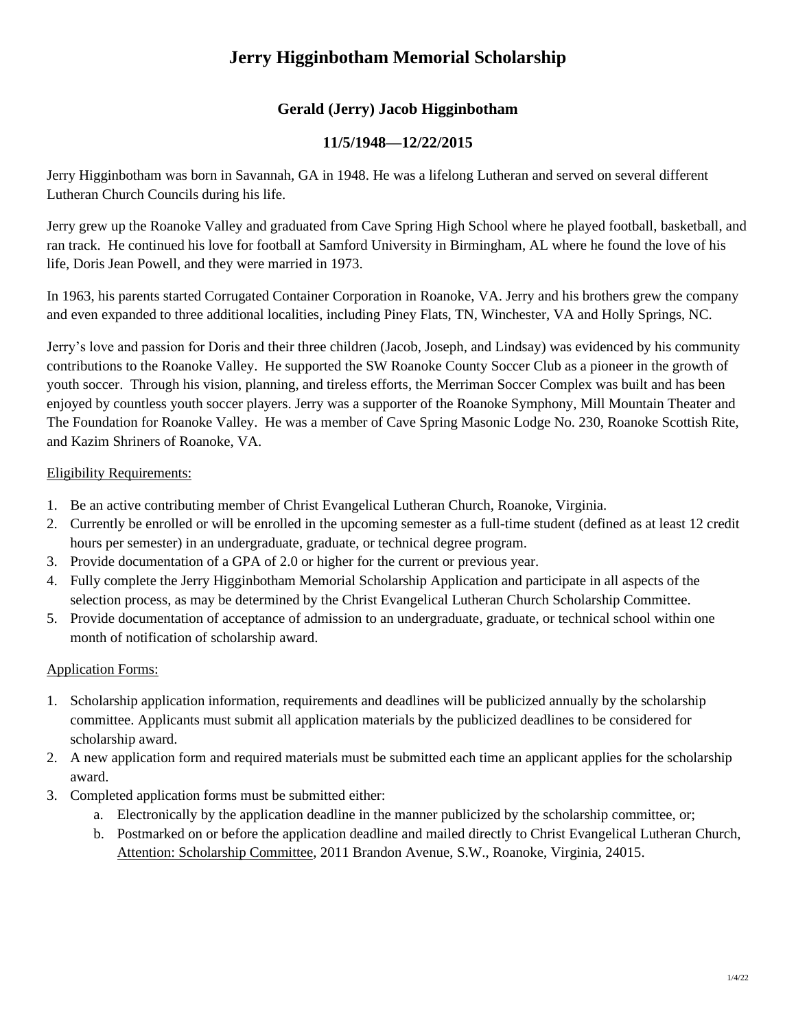# Jerry Higginbotham Memorial Scholarship

## Gerald (Jerry) Jacob Higginbotham

## 11/5/1948—12/22/2015

Jerry Higginbotham was born in Savannah, GA in 1948. He was a lifelong Lutheran and served on several different Lutheran Church Councils during his life.

Jerry grew up the Roanoke Valley and graduated from Cave Spring High School where he played football, basketball, and ran track. He continued his love for football at Samford University in Birmingham, AL where he found the love of his life, Doris Jean Powell, and they were married in 1973.

In 1963, his parents started Corrugated Container Corporation in Roanoke, VA. Jerry and his brothers grew the company and even expanded to three additional localities, including Piney Flats, TN, Winchester, VA and Holly Springs, NC.

Jerry's love and passion for Doris and their three children (Jacob, Joseph, and Lindsay) was evidenced by his community contributions to the Roanoke Valley. He supported the SW Roanoke County Soccer Club as a pioneer in the growth of youth soccer. Through his vision, planning, and tireless efforts, the Merriman Soccer Complex was built and has been enjoyed by countless youth soccer players. Jerry was a supporter of the Roanoke Symphony, Mill Mountain Theater and The Foundation for Roanoke Valley. He was a member of Cave Spring Masonic Lodge No. 230, Roanoke Scottish Rite, and Kazim Shriners of Roanoke, VA.

Eligibility Requirements:

1. Be an active contributing member of Christ Evangelical Lutheran Church, Roanoke, Virginia.
2. Currently be enrolled or will be enrolled in the upcoming semester as a full-time student (defined as at least 12 credit hours per semester) in an undergraduate, graduate, or technical degree program.
3. Provide documentation of a GPA of 2.0 or higher for the current or previous year.
4. Fully complete the Jerry Higginbotham Memorial Scholarship Application and participate in all aspects of the selection process, as may be determined by the Christ Evangelical Lutheran Church Scholarship Committee.
5. Provide documentation of acceptance of admission to an undergraduate, graduate, or technical school within one month of notification of scholarship award.

Application Forms:

1. Scholarship application information, requirements and deadlines will be publicized annually by the scholarship committee. Applicants must submit all application materials by the publicized deadlines to be considered for scholarship award.
2. A new application form and required materials must be submitted each time an applicant applies for the scholarship award.
3. Completed application forms must be submitted either:
   a. Electronically by the application deadline in the manner publicized by the scholarship committee, or;
   b. Postmarked on or before the application deadline and mailed directly to Christ Evangelical Lutheran Church, Attention: Scholarship Committee, 2011 Brandon Avenue, S.W., Roanoke, Virginia, 24015.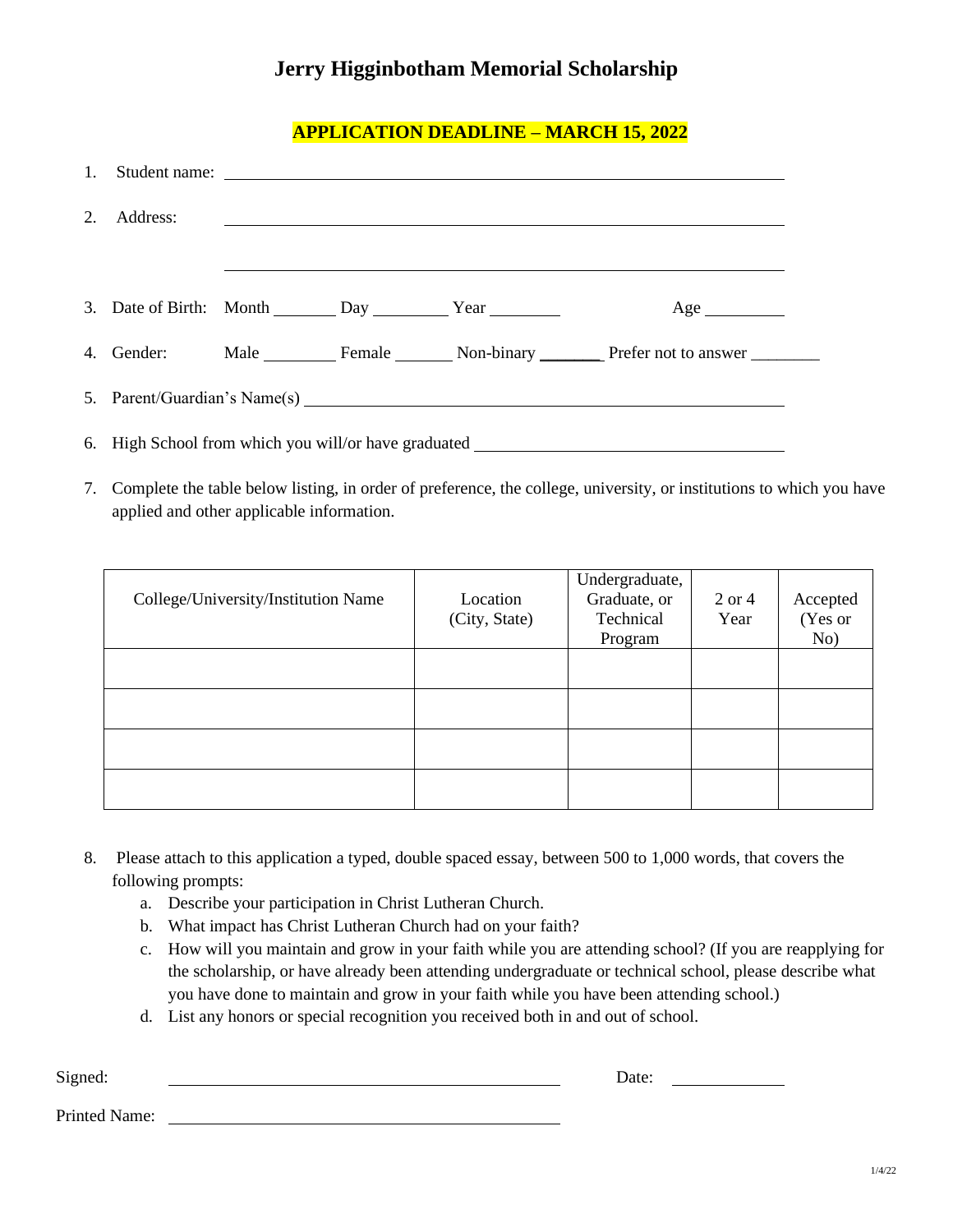# Jerry Higginbotham Memorial Scholarship

**APPLICATION DEADLINE – MARCH 15, 2022**

1. Student name: ______________________________

2. Address: ______________________________

   ______________________________

3. Date of Birth: Month ________ Day ________ Year ________ Age ________

4. Gender: Male ________ Female ________ Non-binary ________ Prefer not to answer ________

5. Parent/Guardian's Name(s) ______________________________

6. High School from which you will/or have graduated ______________________________

7. Complete the table below listing, in order of preference, the college, university, or institutions to which you have applied and other applicable information.

| College/University/Institution Name | Location (City, State) | Undergraduate, Graduate, or Technical Program | 2 or 4 Year | Accepted (Yes or No) |
|---|---|---|---|---|
| | | | | |
| | | | | |
| | | | | |
| | | | | |

8. Please attach to this application a typed, double spaced essay, between 500 to 1,000 words, that covers the following prompts:
   a. Describe your participation in Christ Lutheran Church.
   b. What impact has Christ Lutheran Church had on your faith?
   c. How will you maintain and grow in your faith while you are attending school? (If you are reapplying for the scholarship, or have already been attending undergraduate or technical school, please describe what you have done to maintain and grow in your faith while you have been attending school.)
   d. List any honors or special recognition you received both in and out of school.

Signed: ______________________________ Date: ____________

Printed Name: ______________________________

1/4/22